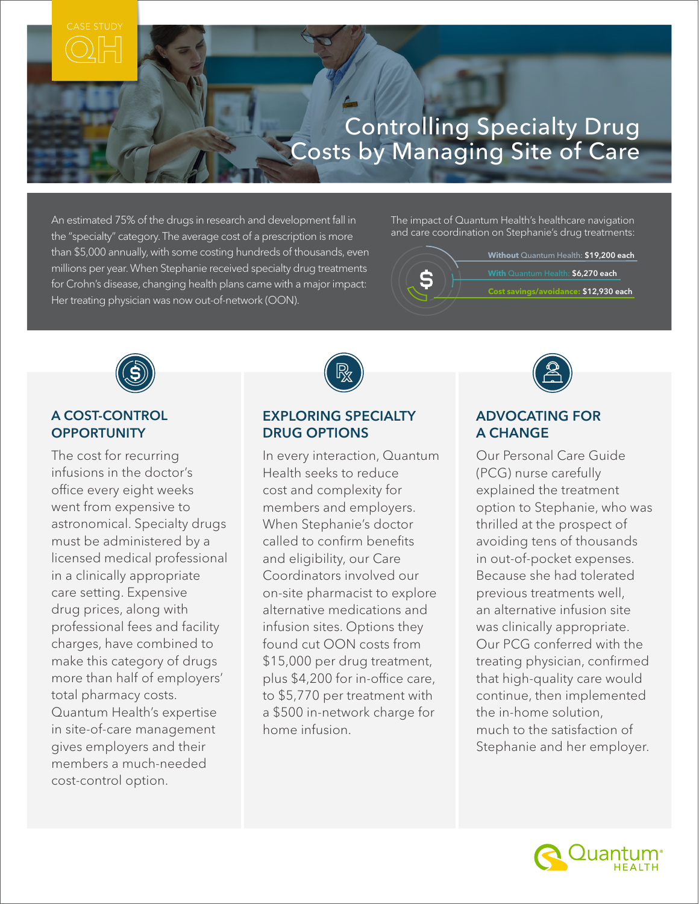CASE STUDY

QH

# Controlling Specialty Drug Costs by Managing Site of Care

An estimated 75% of the drugs in research and development fall in the "specialty" category. The average cost of a prescription is more than $5,000 annually, with some costing hundreds of thousands, even millions per year. When Stephanie received specialty drug treatments for Crohn's disease, changing health plans came with a major impact: Her treating physician was now out-of-network (OON).

The impact of Quantum Health's healthcare navigation and care coordination on Stephanie's drug treatments:

- **Without** Quantum Health: **$19,200 each**
- **With** Quantum Health: **$6,270 each**
- **Cost savings/avoidance: $12,930 each**

## A COST-CONTROL OPPORTUNITY

The cost for recurring infusions in the doctor's office every eight weeks went from expensive to astronomical. Specialty drugs must be administered by a licensed medical professional in a clinically appropriate care setting. Expensive drug prices, along with professional fees and facility charges, have combined to make this category of drugs more than half of employers' total pharmacy costs. Quantum Health's expertise in site-of-care management gives employers and their members a much-needed cost-control option.

## EXPLORING SPECIALTY DRUG OPTIONS

In every interaction, Quantum Health seeks to reduce cost and complexity for members and employers. When Stephanie's doctor called to confirm benefits and eligibility, our Care Coordinators involved our on-site pharmacist to explore alternative medications and infusion sites. Options they found cut OON costs from $15,000 per drug treatment, plus $4,200 for in-office care, to $5,770 per treatment with a $500 in-network charge for home infusion.

## ADVOCATING FOR A CHANGE

Our Personal Care Guide (PCG) nurse carefully explained the treatment option to Stephanie, who was thrilled at the prospect of avoiding tens of thousands in out-of-pocket expenses. Because she had tolerated previous treatments well, an alternative infusion site was clinically appropriate. Our PCG conferred with the treating physician, confirmed that high-quality care would continue, then implemented the in-home solution, much to the satisfaction of Stephanie and her employer.

Quantum® HEALTH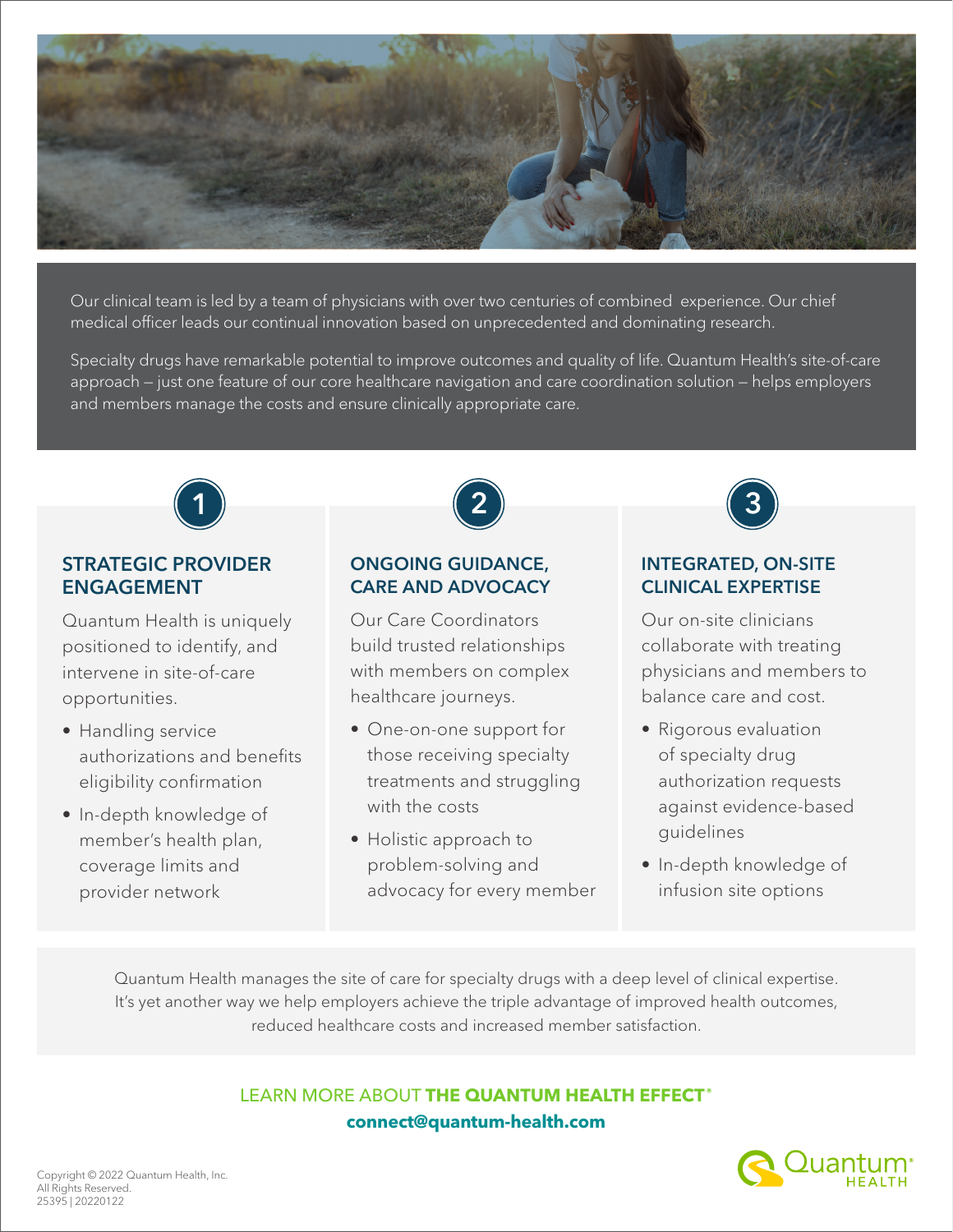Our clinical team is led by a team of physicians with over two centuries of combined experience. Our chief medical officer leads our continual innovation based on unprecedented and dominating research.

Specialty drugs have remarkable potential to improve outcomes and quality of life. Quantum Health's site-of-care approach – just one feature of our core healthcare navigation and care coordination solution – helps employers and members manage the costs and ensure clinically appropriate care.

1

## STRATEGIC PROVIDER ENGAGEMENT

Quantum Health is uniquely positioned to identify, and intervene in site-of-care opportunities.

- Handling service authorizations and benefits eligibility confirmation
- In-depth knowledge of member's health plan, coverage limits and provider network

2

## ONGOING GUIDANCE, CARE AND ADVOCACY

Our Care Coordinators build trusted relationships with members on complex healthcare journeys.

- One-on-one support for those receiving specialty treatments and struggling with the costs
- Holistic approach to problem-solving and advocacy for every member

3

## INTEGRATED, ON-SITE CLINICAL EXPERTISE

Our on-site clinicians collaborate with treating physicians and members to balance care and cost.

- Rigorous evaluation of specialty drug authorization requests against evidence-based guidelines
- In-depth knowledge of infusion site options

Quantum Health manages the site of care for specialty drugs with a deep level of clinical expertise. It's yet another way we help employers achieve the triple advantage of improved health outcomes, reduced healthcare costs and increased member satisfaction.

LEARN MORE ABOUT **THE QUANTUM HEALTH EFFECT®**
**connect@quantum-health.com**

Quantum® HEALTH

Copyright © 2022 Quantum Health, Inc.
All Rights Reserved.
25395 | 20220122